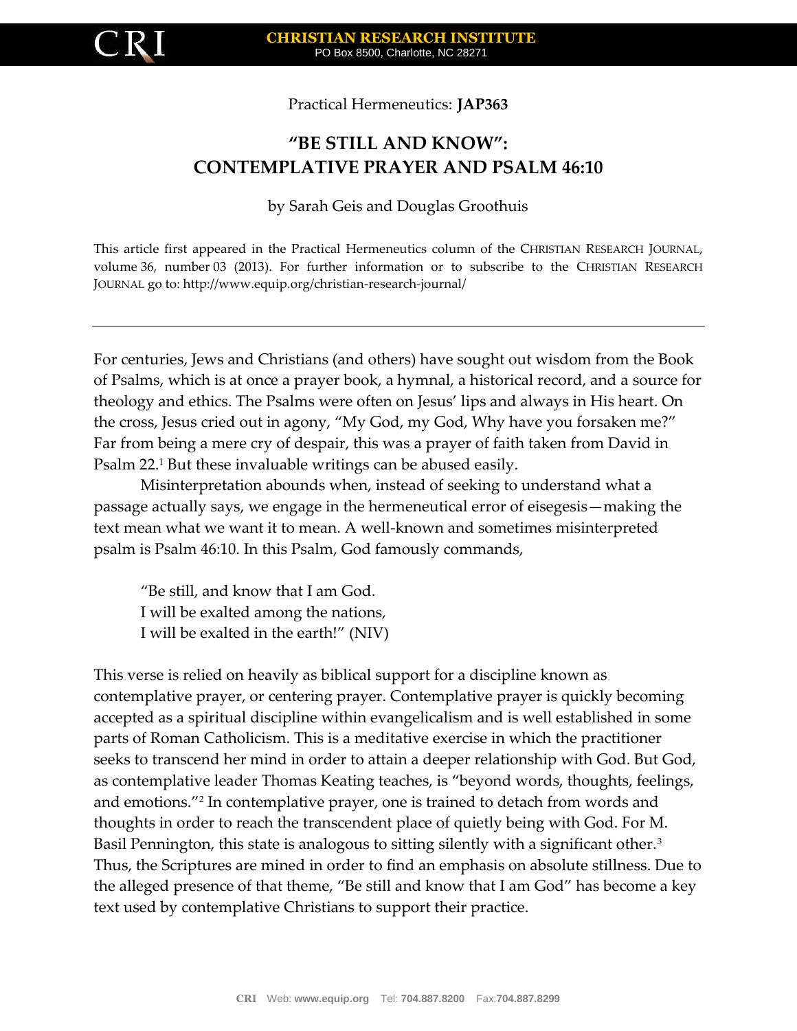Practical Hermeneutics: **JAP363**

# "BE STILL AND KNOW": CONTEMPLATIVE PRAYER AND PSALM 46:10

by Sarah Geis and Douglas Groothuis

This article first appeared in the Practical Hermeneutics column of the CHRISTIAN RESEARCH JOURNAL, volume 36, number 03 (2013). For further information or to subscribe to the CHRISTIAN RESEARCH JOURNAL go to: http://www.equip.org/christian-research-journal/

---

For centuries, Jews and Christians (and others) have sought out wisdom from the Book of Psalms, which is at once a prayer book, a hymnal, a historical record, and a source for theology and ethics. The Psalms were often on Jesus' lips and always in His heart. On the cross, Jesus cried out in agony, "My God, my God, Why have you forsaken me?" Far from being a mere cry of despair, this was a prayer of faith taken from David in Psalm 22.[1] But these invaluable writings can be abused easily.

Misinterpretation abounds when, instead of seeking to understand what a passage actually says, we engage in the hermeneutical error of eisegesis—making the text mean what we want it to mean. A well-known and sometimes misinterpreted psalm is Psalm 46:10. In this Psalm, God famously commands,

> "Be still, and know that I am God.
> I will be exalted among the nations,
> I will be exalted in the earth!" (NIV)

This verse is relied on heavily as biblical support for a discipline known as contemplative prayer, or centering prayer. Contemplative prayer is quickly becoming accepted as a spiritual discipline within evangelicalism and is well established in some parts of Roman Catholicism. This is a meditative exercise in which the practitioner seeks to transcend her mind in order to attain a deeper relationship with God. But God, as contemplative leader Thomas Keating teaches, is "beyond words, thoughts, feelings, and emotions."[2] In contemplative prayer, one is trained to detach from words and thoughts in order to reach the transcendent place of quietly being with God. For M. Basil Pennington, this state is analogous to sitting silently with a significant other.[3] Thus, the Scriptures are mined in order to find an emphasis on absolute stillness. Due to the alleged presence of that theme, "Be still and know that I am God" has become a key text used by contemplative Christians to support their practice.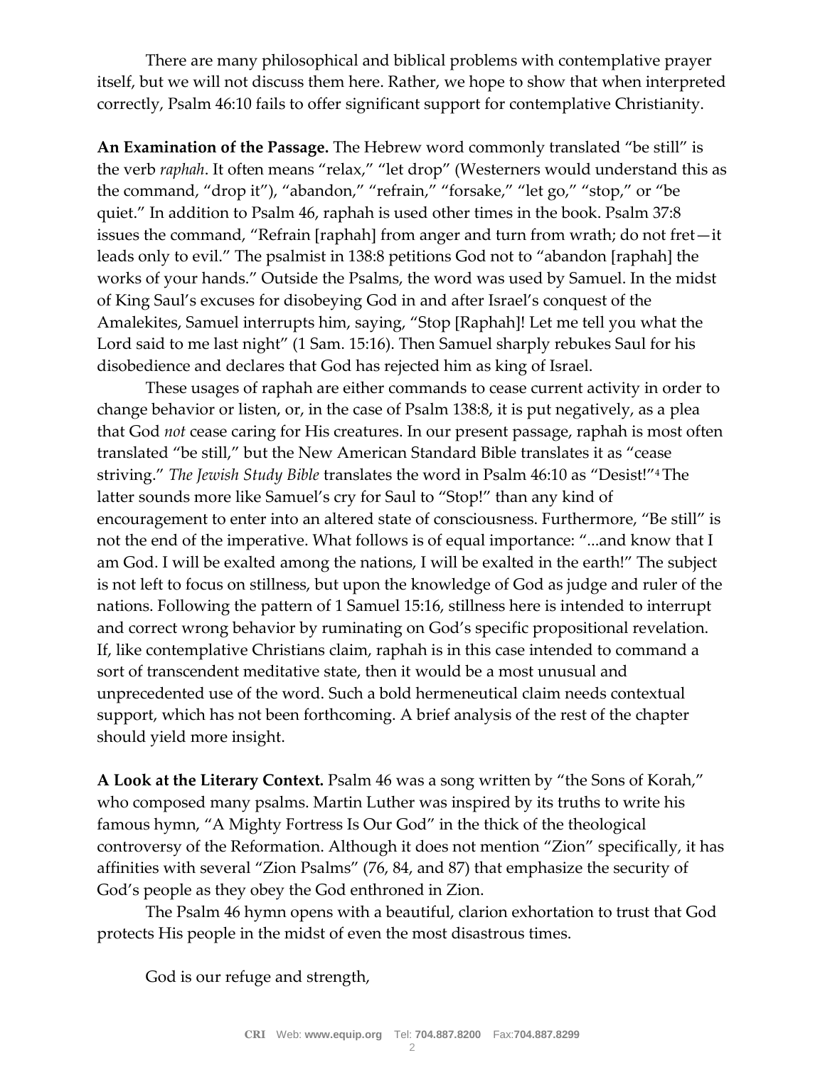There are many philosophical and biblical problems with contemplative prayer itself, but we will not discuss them here. Rather, we hope to show that when interpreted correctly, Psalm 46:10 fails to offer significant support for contemplative Christianity.

**An Examination of the Passage.** The Hebrew word commonly translated "be still" is the verb *raphah*. It often means "relax," "let drop" (Westerners would understand this as the command, "drop it"), "abandon," "refrain," "forsake," "let go," "stop," or "be quiet." In addition to Psalm 46, raphah is used other times in the book. Psalm 37:8 issues the command, "Refrain [raphah] from anger and turn from wrath; do not fret—it leads only to evil." The psalmist in 138:8 petitions God not to "abandon [raphah] the works of your hands." Outside the Psalms, the word was used by Samuel. In the midst of King Saul's excuses for disobeying God in and after Israel's conquest of the Amalekites, Samuel interrupts him, saying, "Stop [Raphah]! Let me tell you what the Lord said to me last night" (1 Sam. 15:16). Then Samuel sharply rebukes Saul for his disobedience and declares that God has rejected him as king of Israel.

These usages of raphah are either commands to cease current activity in order to change behavior or listen, or, in the case of Psalm 138:8, it is put negatively, as a plea that God *not* cease caring for His creatures. In our present passage, raphah is most often translated "be still," but the New American Standard Bible translates it as "cease striving." *The Jewish Study Bible* translates the word in Psalm 46:10 as "Desist!"[4] The latter sounds more like Samuel's cry for Saul to "Stop!" than any kind of encouragement to enter into an altered state of consciousness. Furthermore, "Be still" is not the end of the imperative. What follows is of equal importance: "...and know that I am God. I will be exalted among the nations, I will be exalted in the earth!" The subject is not left to focus on stillness, but upon the knowledge of God as judge and ruler of the nations. Following the pattern of 1 Samuel 15:16, stillness here is intended to interrupt and correct wrong behavior by ruminating on God's specific propositional revelation. If, like contemplative Christians claim, raphah is in this case intended to command a sort of transcendent meditative state, then it would be a most unusual and unprecedented use of the word. Such a bold hermeneutical claim needs contextual support, which has not been forthcoming. A brief analysis of the rest of the chapter should yield more insight.

**A Look at the Literary Context.** Psalm 46 was a song written by "the Sons of Korah," who composed many psalms. Martin Luther was inspired by its truths to write his famous hymn, "A Mighty Fortress Is Our God" in the thick of the theological controversy of the Reformation. Although it does not mention "Zion" specifically, it has affinities with several "Zion Psalms" (76, 84, and 87) that emphasize the security of God's people as they obey the God enthroned in Zion.

The Psalm 46 hymn opens with a beautiful, clarion exhortation to trust that God protects His people in the midst of even the most disastrous times.

God is our refuge and strength,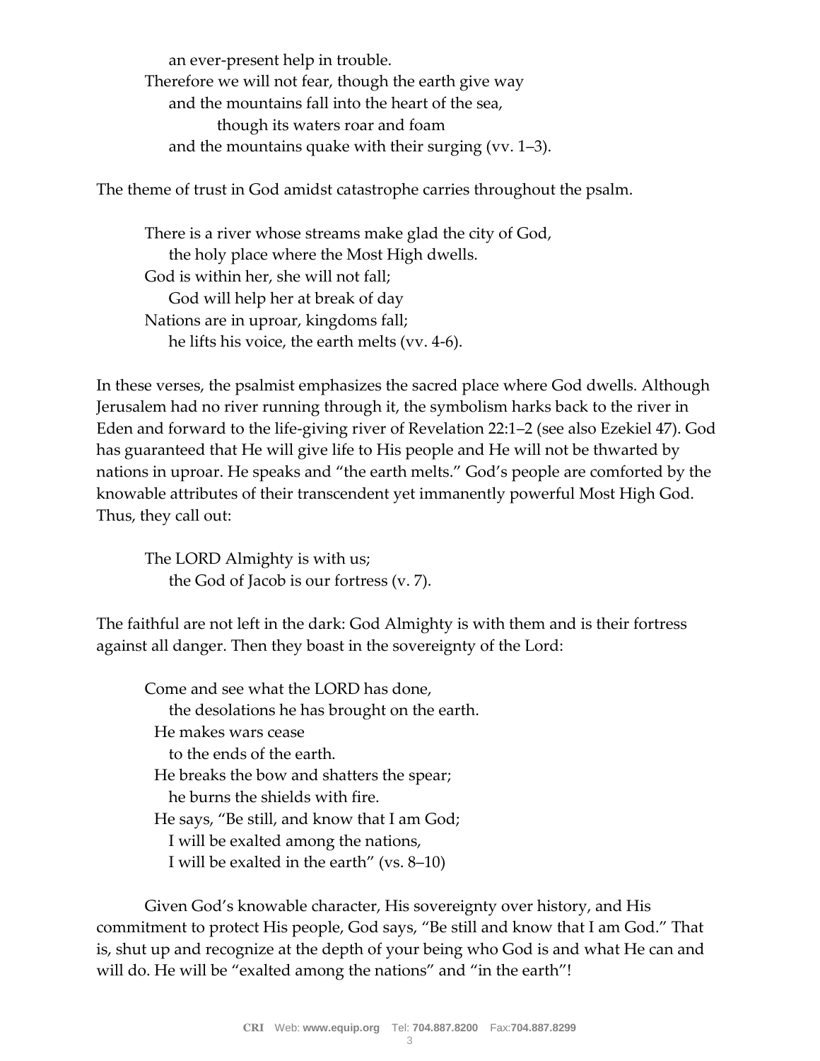> an ever-present help in trouble.
> Therefore we will not fear, though the earth give way
> and the mountains fall into the heart of the sea,
> though its waters roar and foam
> and the mountains quake with their surging (vv. 1–3).

The theme of trust in God amidst catastrophe carries throughout the psalm.

> There is a river whose streams make glad the city of God,
> the holy place where the Most High dwells.
> God is within her, she will not fall;
> God will help her at break of day
> Nations are in uproar, kingdoms fall;
> he lifts his voice, the earth melts (vv. 4-6).

In these verses, the psalmist emphasizes the sacred place where God dwells. Although Jerusalem had no river running through it, the symbolism harks back to the river in Eden and forward to the life-giving river of Revelation 22:1–2 (see also Ezekiel 47). God has guaranteed that He will give life to His people and He will not be thwarted by nations in uproar. He speaks and "the earth melts." God's people are comforted by the knowable attributes of their transcendent yet immanently powerful Most High God. Thus, they call out:

> The LORD Almighty is with us;
> the God of Jacob is our fortress (v. 7).

The faithful are not left in the dark: God Almighty is with them and is their fortress against all danger. Then they boast in the sovereignty of the Lord:

> Come and see what the LORD has done,
> the desolations he has brought on the earth.
> He makes wars cease
> to the ends of the earth.
> He breaks the bow and shatters the spear;
> he burns the shields with fire.
> He says, "Be still, and know that I am God;
> I will be exalted among the nations,
> I will be exalted in the earth" (vs. 8–10)

Given God's knowable character, His sovereignty over history, and His commitment to protect His people, God says, "Be still and know that I am God." That is, shut up and recognize at the depth of your being who God is and what He can and will do. He will be "exalted among the nations" and "in the earth"!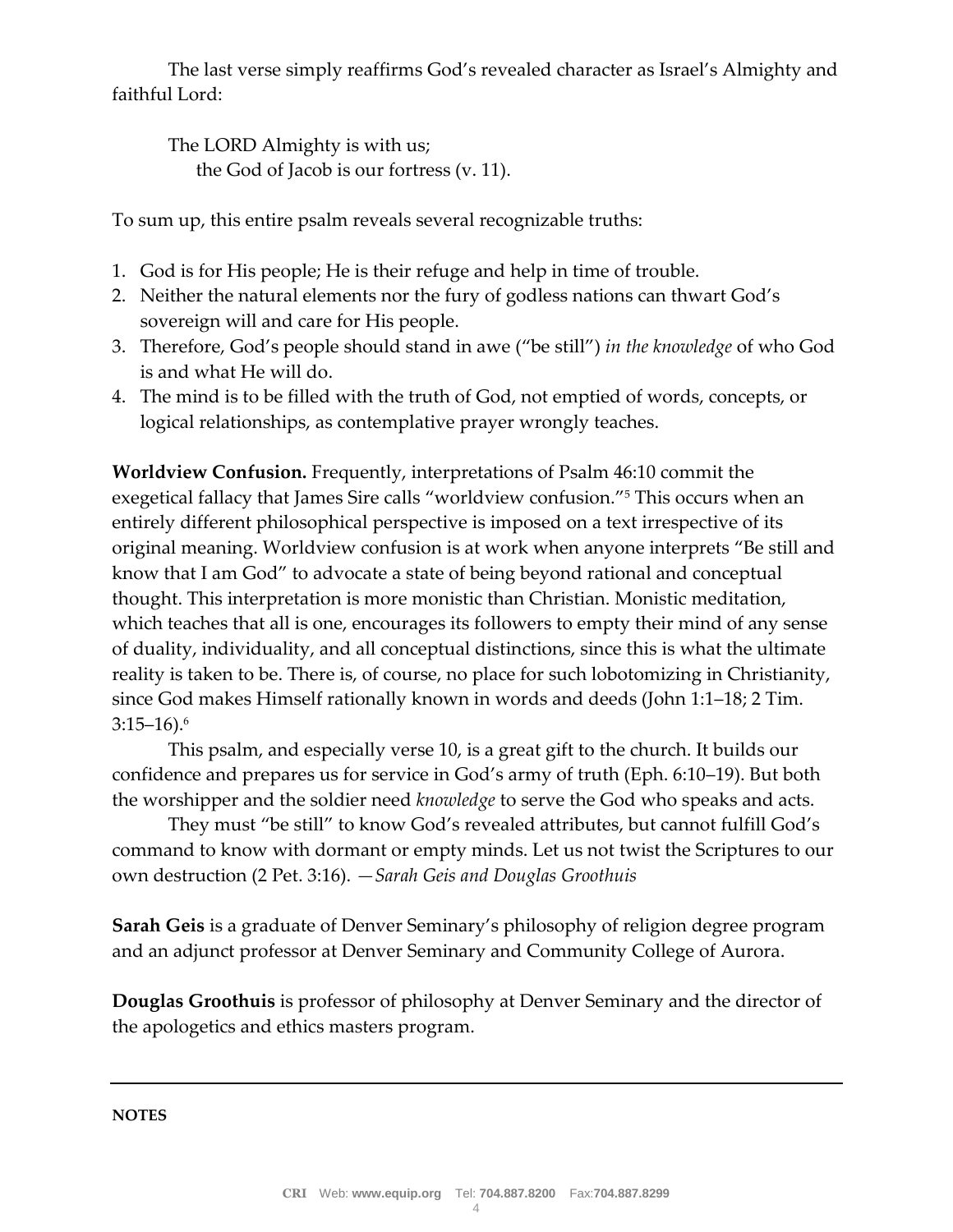The last verse simply reaffirms God's revealed character as Israel's Almighty and faithful Lord:

> The LORD Almighty is with us;
> the God of Jacob is our fortress (v. 11).

To sum up, this entire psalm reveals several recognizable truths:

1. God is for His people; He is their refuge and help in time of trouble.
2. Neither the natural elements nor the fury of godless nations can thwart God's sovereign will and care for His people.
3. Therefore, God's people should stand in awe ("be still") *in the knowledge* of who God is and what He will do.
4. The mind is to be filled with the truth of God, not emptied of words, concepts, or logical relationships, as contemplative prayer wrongly teaches.

**Worldview Confusion.** Frequently, interpretations of Psalm 46:10 commit the exegetical fallacy that James Sire calls "worldview confusion."[5] This occurs when an entirely different philosophical perspective is imposed on a text irrespective of its original meaning. Worldview confusion is at work when anyone interprets "Be still and know that I am God" to advocate a state of being beyond rational and conceptual thought. This interpretation is more monistic than Christian. Monistic meditation, which teaches that all is one, encourages its followers to empty their mind of any sense of duality, individuality, and all conceptual distinctions, since this is what the ultimate reality is taken to be. There is, of course, no place for such lobotomizing in Christianity, since God makes Himself rationally known in words and deeds (John 1:1–18; 2 Tim. 3:15–16).[6]

This psalm, and especially verse 10, is a great gift to the church. It builds our confidence and prepares us for service in God's army of truth (Eph. 6:10–19). But both the worshipper and the soldier need *knowledge* to serve the God who speaks and acts.

They must "be still" to know God's revealed attributes, but cannot fulfill God's command to know with dormant or empty minds. Let us not twist the Scriptures to our own destruction (2 Pet. 3:16). —*Sarah Geis and Douglas Groothuis*

**Sarah Geis** is a graduate of Denver Seminary's philosophy of religion degree program and an adjunct professor at Denver Seminary and Community College of Aurora.

**Douglas Groothuis** is professor of philosophy at Denver Seminary and the director of the apologetics and ethics masters program.

---

**NOTES**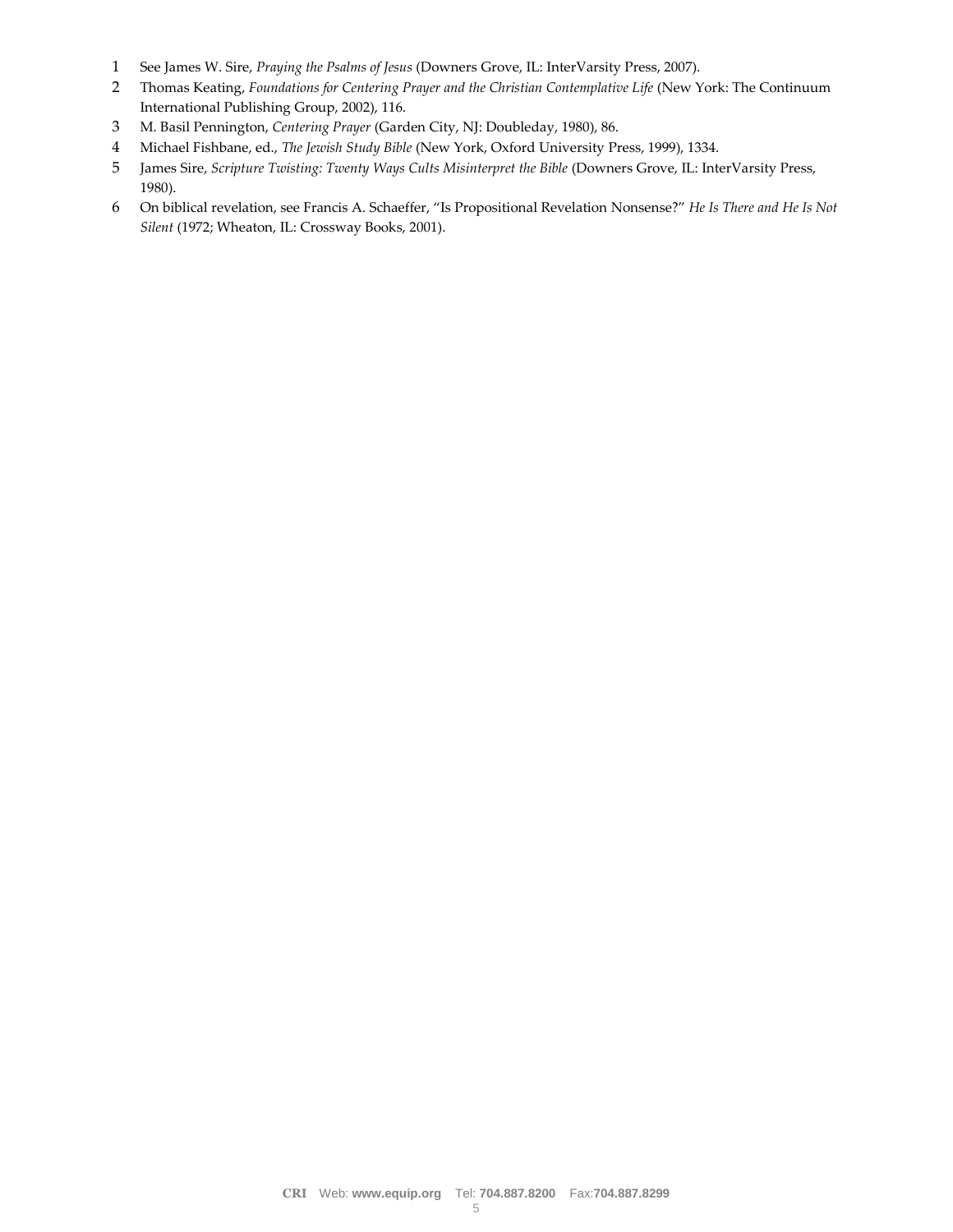1. See James W. Sire, *Praying the Psalms of Jesus* (Downers Grove, IL: InterVarsity Press, 2007).
2. Thomas Keating, *Foundations for Centering Prayer and the Christian Contemplative Life* (New York: The Continuum International Publishing Group, 2002), 116.
3. M. Basil Pennington, *Centering Prayer* (Garden City, NJ: Doubleday, 1980), 86.
4. Michael Fishbane, ed., *The Jewish Study Bible* (New York, Oxford University Press, 1999), 1334.
5. James Sire, *Scripture Twisting: Twenty Ways Cults Misinterpret the Bible* (Downers Grove, IL: InterVarsity Press, 1980).
6. On biblical revelation, see Francis A. Schaeffer, "Is Propositional Revelation Nonsense?" *He Is There and He Is Not Silent* (1972; Wheaton, IL: Crossway Books, 2001).